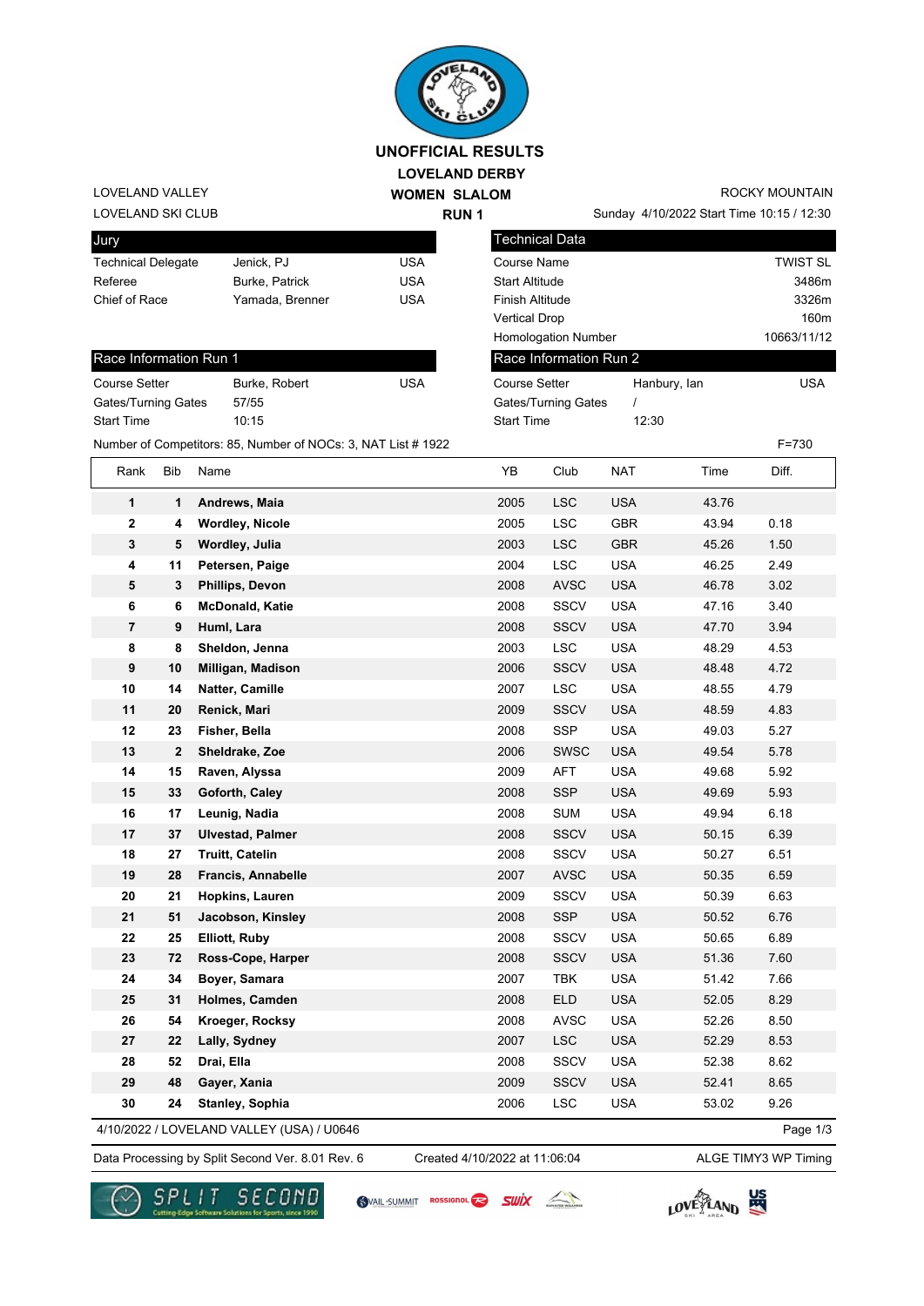# UNOFFICIAL RESULTS

## LOVELAND DERBY

## WOMEN SLALOM

## RUN 1

LOVELAND VALLEY
LOVELAND SKI CLUB

ROCKY MOUNTAIN
Sunday 4/10/2022 Start Time 10:15 / 12:30

| Jury | | |
|---|---|---|
| Technical Delegate | Jenick, PJ | USA |
| Referee | Burke, Patrick | USA |
| Chief of Race | Yamada, Brenner | USA |

| Technical Data | |
|---|---|
| Course Name | TWIST SL |
| Start Altitude | 3486m |
| Finish Altitude | 3326m |
| Vertical Drop | 160m |
| Homologation Number | 10663/11/12 |

| Race Information Run 1 | | |
|---|---|---|
| Course Setter | Burke, Robert | USA |
| Gates/Turning Gates | 57/55 | |
| Start Time | 10:15 | |

| Race Information Run 2 | | |
|---|---|---|
| Course Setter | Hanbury, Ian | USA |
| Gates/Turning Gates | / | |
| Start Time | 12:30 | |

Number of Competitors: 85, Number of NOCs: 3, NAT List # 1922 F=730

| Rank | Bib | Name | YB | Club | NAT | Time | Diff. |
|---|---|---|---|---|---|---|---|
| 1 | 1 | **Andrews, Maia** | 2005 | LSC | USA | 43.76 | |
| 2 | 4 | **Wordley, Nicole** | 2005 | LSC | GBR | 43.94 | 0.18 |
| 3 | 5 | **Wordley, Julia** | 2003 | LSC | GBR | 45.26 | 1.50 |
| 4 | 11 | **Petersen, Paige** | 2004 | LSC | USA | 46.25 | 2.49 |
| 5 | 3 | **Phillips, Devon** | 2008 | AVSC | USA | 46.78 | 3.02 |
| 6 | 6 | **McDonald, Katie** | 2008 | SSCV | USA | 47.16 | 3.40 |
| 7 | 9 | **Huml, Lara** | 2008 | SSCV | USA | 47.70 | 3.94 |
| 8 | 8 | **Sheldon, Jenna** | 2003 | LSC | USA | 48.29 | 4.53 |
| 9 | 10 | **Milligan, Madison** | 2006 | SSCV | USA | 48.48 | 4.72 |
| 10 | 14 | **Natter, Camille** | 2007 | LSC | USA | 48.55 | 4.79 |
| 11 | 20 | **Renick, Mari** | 2009 | SSCV | USA | 48.59 | 4.83 |
| 12 | 23 | **Fisher, Bella** | 2008 | SSP | USA | 49.03 | 5.27 |
| 13 | 2 | **Sheldrake, Zoe** | 2006 | SWSC | USA | 49.54 | 5.78 |
| 14 | 15 | **Raven, Alyssa** | 2009 | AFT | USA | 49.68 | 5.92 |
| 15 | 33 | **Goforth, Caley** | 2008 | SSP | USA | 49.69 | 5.93 |
| 16 | 17 | **Leunig, Nadia** | 2008 | SUM | USA | 49.94 | 6.18 |
| 17 | 37 | **Ulvestad, Palmer** | 2008 | SSCV | USA | 50.15 | 6.39 |
| 18 | 27 | **Truitt, Catelin** | 2008 | SSCV | USA | 50.27 | 6.51 |
| 19 | 28 | **Francis, Annabelle** | 2007 | AVSC | USA | 50.35 | 6.59 |
| 20 | 21 | **Hopkins, Lauren** | 2009 | SSCV | USA | 50.39 | 6.63 |
| 21 | 51 | **Jacobson, Kinsley** | 2008 | SSP | USA | 50.52 | 6.76 |
| 22 | 25 | **Elliott, Ruby** | 2008 | SSCV | USA | 50.65 | 6.89 |
| 23 | 72 | **Ross-Cope, Harper** | 2008 | SSCV | USA | 51.36 | 7.60 |
| 24 | 34 | **Boyer, Samara** | 2007 | TBK | USA | 51.42 | 7.66 |
| 25 | 31 | **Holmes, Camden** | 2008 | ELD | USA | 52.05 | 8.29 |
| 26 | 54 | **Kroeger, Rocksy** | 2008 | AVSC | USA | 52.26 | 8.50 |
| 27 | 22 | **Lally, Sydney** | 2007 | LSC | USA | 52.29 | 8.53 |
| 28 | 52 | **Drai, Ella** | 2008 | SSCV | USA | 52.38 | 8.62 |
| 29 | 48 | **Gayer, Xania** | 2009 | SSCV | USA | 52.41 | 8.65 |
| 30 | 24 | **Stanley, Sophia** | 2006 | LSC | USA | 53.02 | 9.26 |

4/10/2022 / LOVELAND VALLEY (USA) / U0646

Data Processing by Split Second Ver. 8.01 Rev. 6 Created 4/10/2022 at 11:06:04 ALGE TIMY3 WP Timing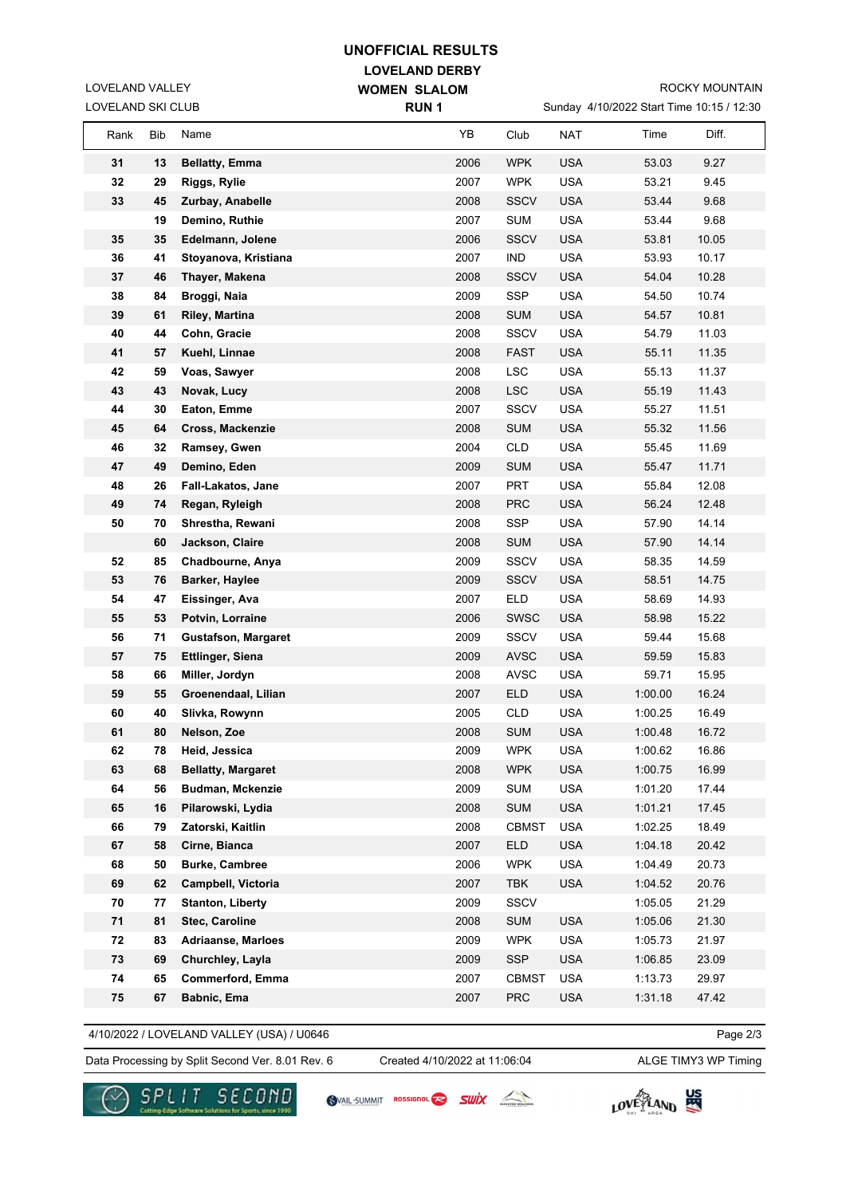# UNOFFICIAL RESULTS

## LOVELAND DERBY

### WOMEN SLALOM

### RUN 1

LOVELAND VALLEY
LOVELAND SKI CLUB

ROCKY MOUNTAIN
Sunday 4/10/2022 Start Time 10:15 / 12:30

| Rank | Bib | Name | YB | Club | NAT | Time | Diff. |
|---|---|---|---|---|---|---|---|
| 31 | 13 | **Bellatty, Emma** | 2006 | WPK | USA | 53.03 | 9.27 |
| 32 | 29 | **Riggs, Rylie** | 2007 | WPK | USA | 53.21 | 9.45 |
| 33 | 45 | **Zurbay, Anabelle** | 2008 | SSCV | USA | 53.44 | 9.68 |
| | 19 | **Demino, Ruthie** | 2007 | SUM | USA | 53.44 | 9.68 |
| 35 | 35 | **Edelmann, Jolene** | 2006 | SSCV | USA | 53.81 | 10.05 |
| 36 | 41 | **Stoyanova, Kristiana** | 2007 | IND | USA | 53.93 | 10.17 |
| 37 | 46 | **Thayer, Makena** | 2008 | SSCV | USA | 54.04 | 10.28 |
| 38 | 84 | **Broggi, Naia** | 2009 | SSP | USA | 54.50 | 10.74 |
| 39 | 61 | **Riley, Martina** | 2008 | SUM | USA | 54.57 | 10.81 |
| 40 | 44 | **Cohn, Gracie** | 2008 | SSCV | USA | 54.79 | 11.03 |
| 41 | 57 | **Kuehl, Linnae** | 2008 | FAST | USA | 55.11 | 11.35 |
| 42 | 59 | **Voas, Sawyer** | 2008 | LSC | USA | 55.13 | 11.37 |
| 43 | 43 | **Novak, Lucy** | 2008 | LSC | USA | 55.19 | 11.43 |
| 44 | 30 | **Eaton, Emme** | 2007 | SSCV | USA | 55.27 | 11.51 |
| 45 | 64 | **Cross, Mackenzie** | 2008 | SUM | USA | 55.32 | 11.56 |
| 46 | 32 | **Ramsey, Gwen** | 2004 | CLD | USA | 55.45 | 11.69 |
| 47 | 49 | **Demino, Eden** | 2009 | SUM | USA | 55.47 | 11.71 |
| 48 | 26 | **Fall-Lakatos, Jane** | 2007 | PRT | USA | 55.84 | 12.08 |
| 49 | 74 | **Regan, Ryleigh** | 2008 | PRC | USA | 56.24 | 12.48 |
| 50 | 70 | **Shrestha, Rewani** | 2008 | SSP | USA | 57.90 | 14.14 |
| | 60 | **Jackson, Claire** | 2008 | SUM | USA | 57.90 | 14.14 |
| 52 | 85 | **Chadbourne, Anya** | 2009 | SSCV | USA | 58.35 | 14.59 |
| 53 | 76 | **Barker, Haylee** | 2009 | SSCV | USA | 58.51 | 14.75 |
| 54 | 47 | **Eissinger, Ava** | 2007 | ELD | USA | 58.69 | 14.93 |
| 55 | 53 | **Potvin, Lorraine** | 2006 | SWSC | USA | 58.98 | 15.22 |
| 56 | 71 | **Gustafson, Margaret** | 2009 | SSCV | USA | 59.44 | 15.68 |
| 57 | 75 | **Ettlinger, Siena** | 2009 | AVSC | USA | 59.59 | 15.83 |
| 58 | 66 | **Miller, Jordyn** | 2008 | AVSC | USA | 59.71 | 15.95 |
| 59 | 55 | **Groenendaal, Lilian** | 2007 | ELD | USA | 1:00.00 | 16.24 |
| 60 | 40 | **Slivka, Rowynn** | 2005 | CLD | USA | 1:00.25 | 16.49 |
| 61 | 80 | **Nelson, Zoe** | 2008 | SUM | USA | 1:00.48 | 16.72 |
| 62 | 78 | **Heid, Jessica** | 2009 | WPK | USA | 1:00.62 | 16.86 |
| 63 | 68 | **Bellatty, Margaret** | 2008 | WPK | USA | 1:00.75 | 16.99 |
| 64 | 56 | **Budman, Mckenzie** | 2009 | SUM | USA | 1:01.20 | 17.44 |
| 65 | 16 | **Pilarowski, Lydia** | 2008 | SUM | USA | 1:01.21 | 17.45 |
| 66 | 79 | **Zatorski, Kaitlin** | 2008 | CBMST | USA | 1:02.25 | 18.49 |
| 67 | 58 | **Cirne, Bianca** | 2007 | ELD | USA | 1:04.18 | 20.42 |
| 68 | 50 | **Burke, Cambree** | 2006 | WPK | USA | 1:04.49 | 20.73 |
| 69 | 62 | **Campbell, Victoria** | 2007 | TBK | USA | 1:04.52 | 20.76 |
| 70 | 77 | **Stanton, Liberty** | 2009 | SSCV | | 1:05.05 | 21.29 |
| 71 | 81 | **Stec, Caroline** | 2008 | SUM | USA | 1:05.06 | 21.30 |
| 72 | 83 | **Adriaanse, Marloes** | 2009 | WPK | USA | 1:05.73 | 21.97 |
| 73 | 69 | **Churchley, Layla** | 2009 | SSP | USA | 1:06.85 | 23.09 |
| 74 | 65 | **Commerford, Emma** | 2007 | CBMST | USA | 1:13.73 | 29.97 |
| 75 | 67 | **Babnic, Ema** | 2007 | PRC | USA | 1:31.18 | 47.42 |

4/10/2022 / LOVELAND VALLEY (USA) / U0646

Data Processing by Split Second Ver. 8.01 Rev. 6 | Created 4/10/2022 at 11:06:04 | ALGE TIMY3 WP Timing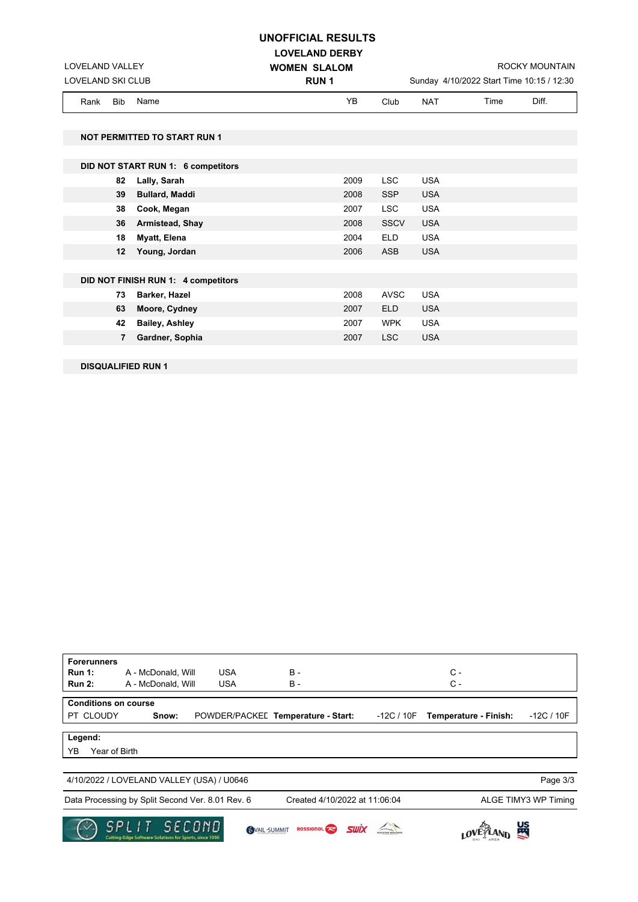# UNOFFICIAL RESULTS

## LOVELAND DERBY

LOVELAND VALLEY
LOVELAND SKI CLUB

**WOMEN SLALOM**
**RUN 1**

ROCKY MOUNTAIN
Sunday 4/10/2022 Start Time 10:15 / 12:30

| Rank | Bib | Name | YB | Club | NAT | Time | Diff. |
|---|---|---|---|---|---|---|---|
| **NOT PERMITTED TO START RUN 1** | | | | | | | |
| **DID NOT START RUN 1: 6 competitors** | | | | | | | |
| | **82** | **Lally, Sarah** | 2009 | LSC | USA | | |
| | **39** | **Bullard, Maddi** | 2008 | SSP | USA | | |
| | **38** | **Cook, Megan** | 2007 | LSC | USA | | |
| | **36** | **Armistead, Shay** | 2008 | SSCV | USA | | |
| | **18** | **Myatt, Elena** | 2004 | ELD | USA | | |
| | **12** | **Young, Jordan** | 2006 | ASB | USA | | |
| **DID NOT FINISH RUN 1: 4 competitors** | | | | | | | |
| | **73** | **Barker, Hazel** | 2008 | AVSC | USA | | |
| | **63** | **Moore, Cydney** | 2007 | ELD | USA | | |
| | **42** | **Bailey, Ashley** | 2007 | WPK | USA | | |
| | **7** | **Gardner, Sophia** | 2007 | LSC | USA | | |
| **DISQUALIFIED RUN 1** | | | | | | | |

| **Forerunners** | | | | |
|---|---|---|---|---|
| **Run 1:** | A - McDonald, Will | USA | B - | C - |
| **Run 2:** | A - McDonald, Will | USA | B - | C - |

**Conditions on course**

| PT CLOUDY | **Snow:** | POWDER/PACKEL | **Temperature - Start:** | -12C / 10F | **Temperature - Finish:** | -12C / 10F |
|---|---|---|---|---|---|---|

**Legend:**
YB Year of Birth

4/10/2022 / LOVELAND VALLEY (USA) / U0646

Data Processing by Split Second Ver. 8.01 Rev. 6 Created 4/10/2022 at 11:06:04 ALGE TIMY3 WP Timing